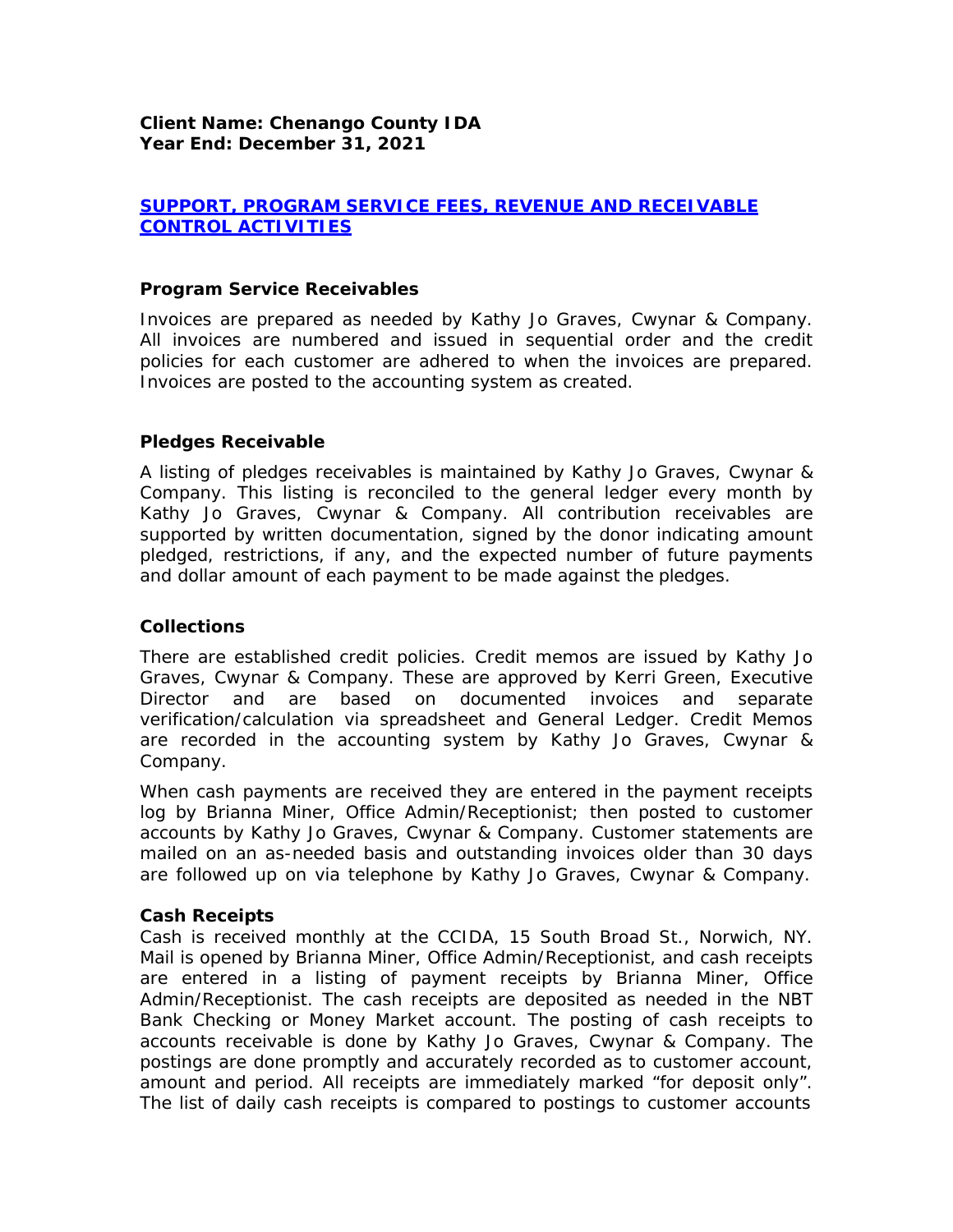**Client Name: Chenango County IDA**
**Year End: December 31, 2021**

## SUPPORT, PROGRAM SERVICE FEES, REVENUE AND RECEIVABLE CONTROL ACTIVITIES

### Program Service Receivables

Invoices are prepared as needed by Kathy Jo Graves, Cwynar & Company. All invoices are numbered and issued in sequential order and the credit policies for each customer are adhered to when the invoices are prepared. Invoices are posted to the accounting system as created.

### Pledges Receivable

A listing of pledges receivables is maintained by Kathy Jo Graves, Cwynar & Company. This listing is reconciled to the general ledger every month by Kathy Jo Graves, Cwynar & Company. All contribution receivables are supported by written documentation, signed by the donor indicating amount pledged, restrictions, if any, and the expected number of future payments and dollar amount of each payment to be made against the pledges.

### Collections

There are established credit policies. Credit memos are issued by Kathy Jo Graves, Cwynar & Company. These are approved by Kerri Green, Executive Director and are based on documented invoices and separate verification/calculation via spreadsheet and General Ledger. Credit Memos are recorded in the accounting system by Kathy Jo Graves, Cwynar & Company.

When cash payments are received they are entered in the payment receipts log by Brianna Miner, Office Admin/Receptionist; then posted to customer accounts by Kathy Jo Graves, Cwynar & Company. Customer statements are mailed on an as-needed basis and outstanding invoices older than 30 days are followed up on via telephone by Kathy Jo Graves, Cwynar & Company.

### Cash Receipts

Cash is received monthly at the CCIDA, 15 South Broad St., Norwich, NY. Mail is opened by Brianna Miner, Office Admin/Receptionist, and cash receipts are entered in a listing of payment receipts by Brianna Miner, Office Admin/Receptionist. The cash receipts are deposited as needed in the NBT Bank Checking or Money Market account. The posting of cash receipts to accounts receivable is done by Kathy Jo Graves, Cwynar & Company. The postings are done promptly and accurately recorded as to customer account, amount and period. All receipts are immediately marked "for deposit only". The list of daily cash receipts is compared to postings to customer accounts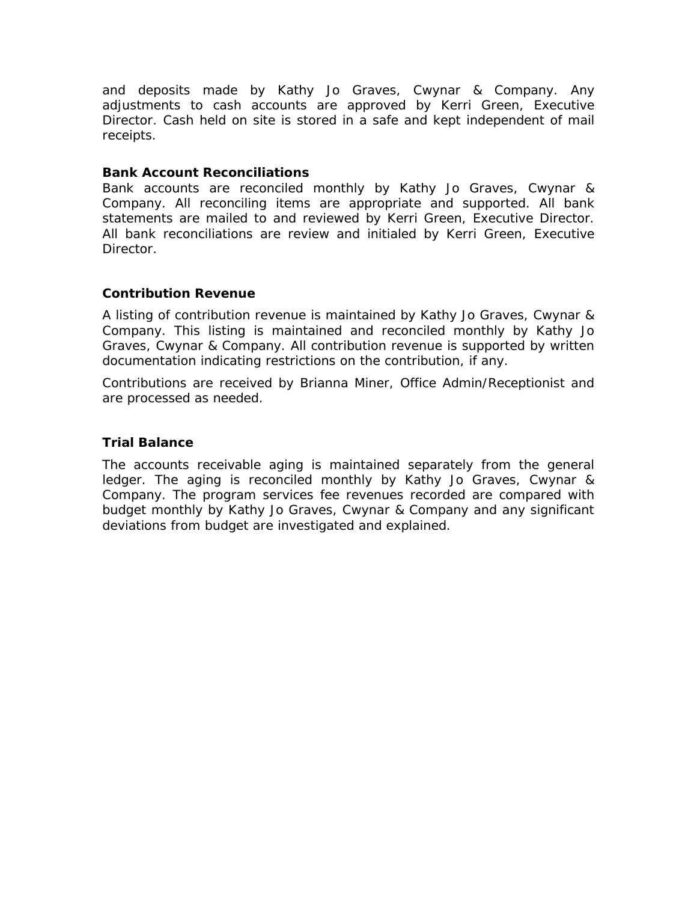and deposits made by Kathy Jo Graves, Cwynar & Company. Any adjustments to cash accounts are approved by Kerri Green, Executive Director. Cash held on site is stored in a safe and kept independent of mail receipts.

**Bank Account Reconciliations**

Bank accounts are reconciled monthly by Kathy Jo Graves, Cwynar & Company. All reconciling items are appropriate and supported. All bank statements are mailed to and reviewed by Kerri Green, Executive Director. All bank reconciliations are review and initialed by Kerri Green, Executive Director.

**Contribution Revenue**

A listing of contribution revenue is maintained by Kathy Jo Graves, Cwynar & Company. This listing is maintained and reconciled monthly by Kathy Jo Graves, Cwynar & Company. All contribution revenue is supported by written documentation indicating restrictions on the contribution, if any.

Contributions are received by Brianna Miner, Office Admin/Receptionist and are processed as needed.

**Trial Balance**

The accounts receivable aging is maintained separately from the general ledger. The aging is reconciled monthly by Kathy Jo Graves, Cwynar & Company. The program services fee revenues recorded are compared with budget monthly by Kathy Jo Graves, Cwynar & Company and any significant deviations from budget are investigated and explained.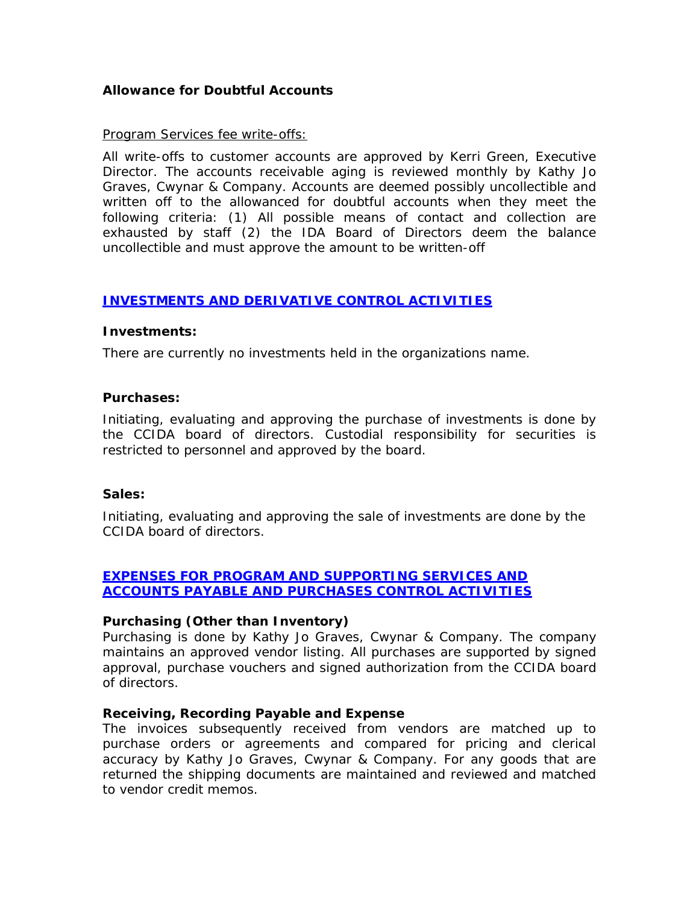**Allowance for Doubtful Accounts**

<u>Program Services fee write-offs:</u>

All write-offs to customer accounts are approved by Kerri Green, Executive Director. The accounts receivable aging is reviewed monthly by Kathy Jo Graves, Cwynar & Company. Accounts are deemed possibly uncollectible and written off to the allowanced for doubtful accounts when they meet the following criteria: (1) All possible means of contact and collection are exhausted by staff (2) the IDA Board of Directors deem the balance uncollectible and must approve the amount to be written-off

## **INVESTMENTS AND DERIVATIVE CONTROL ACTIVITIES**

**Investments:**

There are currently no investments held in the organizations name.

**Purchases:**

Initiating, evaluating and approving the purchase of investments is done by the CCIDA board of directors. Custodial responsibility for securities is restricted to personnel and approved by the board.

**Sales:**

Initiating, evaluating and approving the sale of investments are done by the CCIDA board of directors.

## **EXPENSES FOR PROGRAM AND SUPPORTING SERVICES AND ACCOUNTS PAYABLE AND PURCHASES CONTROL ACTIVITIES**

**Purchasing (Other than Inventory)**

Purchasing is done by Kathy Jo Graves, Cwynar & Company. The company maintains an approved vendor listing. All purchases are supported by signed approval, purchase vouchers and signed authorization from the CCIDA board of directors.

**Receiving, Recording Payable and Expense**

The invoices subsequently received from vendors are matched up to purchase orders or agreements and compared for pricing and clerical accuracy by Kathy Jo Graves, Cwynar & Company. For any goods that are returned the shipping documents are maintained and reviewed and matched to vendor credit memos.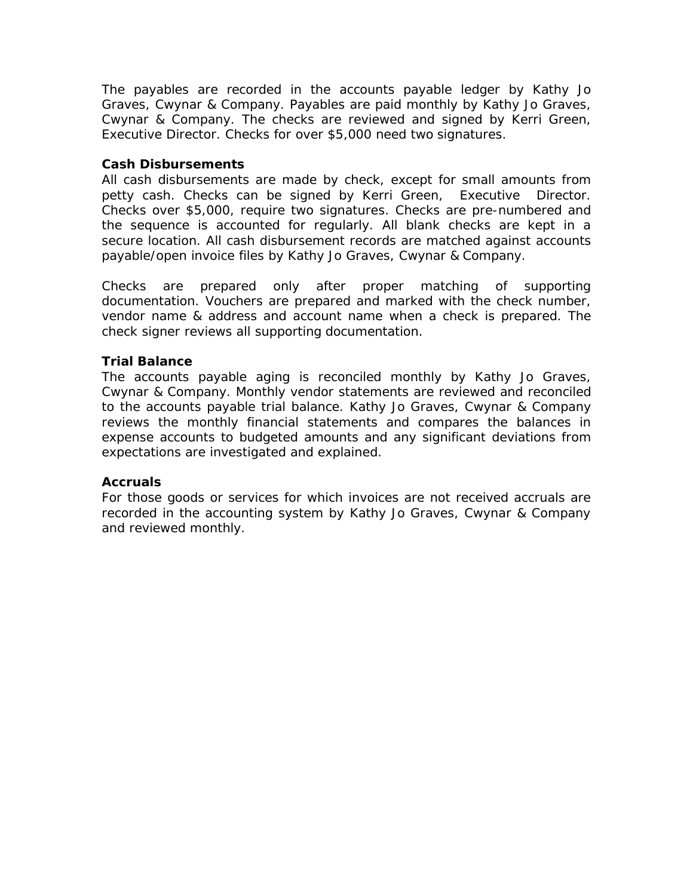The payables are recorded in the accounts payable ledger by Kathy Jo Graves, Cwynar & Company. Payables are paid monthly by Kathy Jo Graves, Cwynar & Company. The checks are reviewed and signed by Kerri Green, Executive Director. Checks for over $5,000 need two signatures.

**Cash Disbursements**

All cash disbursements are made by check, except for small amounts from petty cash. Checks can be signed by Kerri Green, Executive Director. Checks over $5,000, require two signatures. Checks are pre-numbered and the sequence is accounted for regularly. All blank checks are kept in a secure location. All cash disbursement records are matched against accounts payable/open invoice files by Kathy Jo Graves, Cwynar & Company.

Checks are prepared only after proper matching of supporting documentation. Vouchers are prepared and marked with the check number, vendor name & address and account name when a check is prepared. The check signer reviews all supporting documentation.

**Trial Balance**

The accounts payable aging is reconciled monthly by Kathy Jo Graves, Cwynar & Company. Monthly vendor statements are reviewed and reconciled to the accounts payable trial balance. Kathy Jo Graves, Cwynar & Company reviews the monthly financial statements and compares the balances in expense accounts to budgeted amounts and any significant deviations from expectations are investigated and explained.

**Accruals**

For those goods or services for which invoices are not received accruals are recorded in the accounting system by Kathy Jo Graves, Cwynar & Company and reviewed monthly.